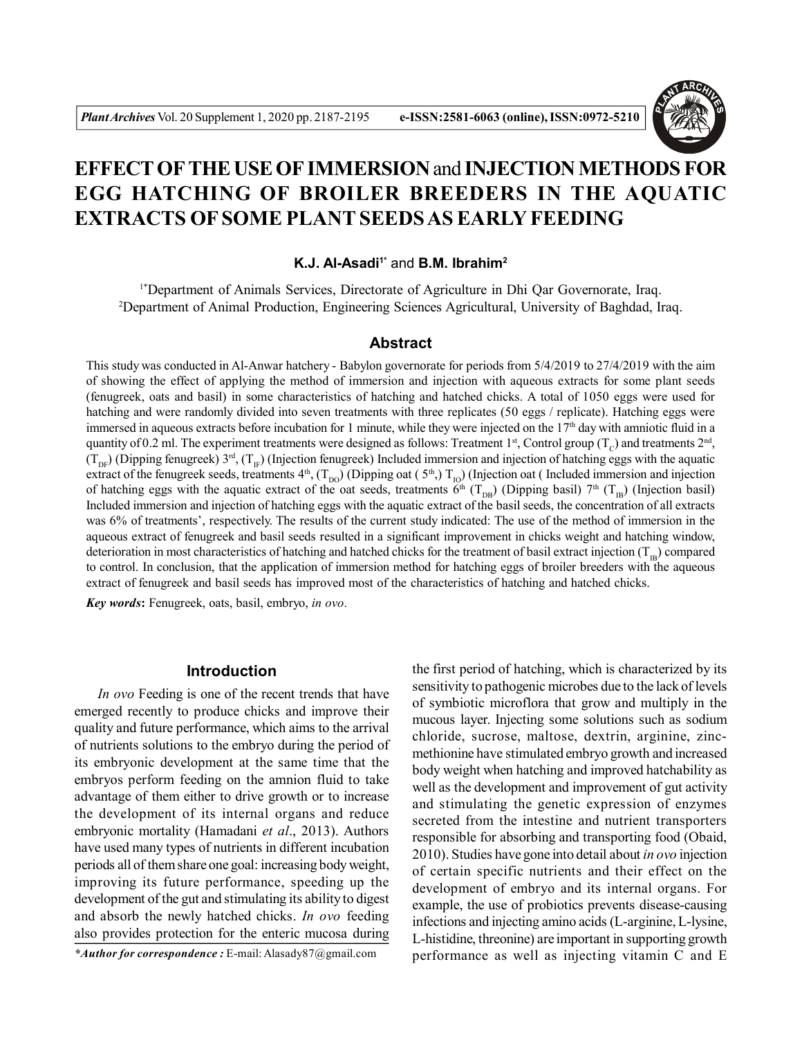# EFFECT OF THE USE OF IMMERSION and INJECTION METHODS FOR EGG HATCHING OF BROILER BREEDERS IN THE AQUATIC EXTRACTS OF SOME PLANT SEEDS AS EARLY FEEDING

**K.J. Al-Asadi[1*] and B.M. Ibrahim[2]**

[1*]Department of Animals Services, Directorate of Agriculture in Dhi Qar Governorate, Iraq.
[2]Department of Animal Production, Engineering Sciences Agricultural, University of Baghdad, Iraq.

## Abstract

This study was conducted in Al-Anwar hatchery - Babylon governorate for periods from 5/4/2019 to 27/4/2019 with the aim of showing the effect of applying the method of immersion and injection with aqueous extracts for some plant seeds (fenugreek, oats and basil) in some characteristics of hatching and hatched chicks. A total of 1050 eggs were used for hatching and were randomly divided into seven treatments with three replicates (50 eggs / replicate). Hatching eggs were immersed in aqueous extracts before incubation for 1 minute, while they were injected on the 17th day with amniotic fluid in a quantity of 0.2 ml. The experiment treatments were designed as follows: Treatment 1st, Control group ($T_C$) and treatments 2nd, ($T_{DF}$) (Dipping fenugreek) 3rd, ($T_{IF}$) (Injection fenugreek) Included immersion and injection of hatching eggs with the aquatic extract of the fenugreek seeds, treatments 4th, ($T_{DO}$) (Dipping oat ( 5th,) $T_{IO}$) (Injection oat ( Included immersion and injection of hatching eggs with the aquatic extract of the oat seeds, treatments 6th ($T_{DB}$) (Dipping basil) 7th ($T_{IB}$) (Injection basil) Included immersion and injection of hatching eggs with the aquatic extract of the basil seeds, the concentration of all extracts was 6% of treatments', respectively. The results of the current study indicated: The use of the method of immersion in the aqueous extract of fenugreek and basil seeds resulted in a significant improvement in chicks weight and hatching window, deterioration in most characteristics of hatching and hatched chicks for the treatment of basil extract injection ($T_{IB}$) compared to control. In conclusion, that the application of immersion method for hatching eggs of broiler breeders with the aqueous extract of fenugreek and basil seeds has improved most of the characteristics of hatching and hatched chicks.

***Key words*:** Fenugreek, oats, basil, embryo, *in ovo*.

## Introduction

*In ovo* Feeding is one of the recent trends that have emerged recently to produce chicks and improve their quality and future performance, which aims to the arrival of nutrients solutions to the embryo during the period of its embryonic development at the same time that the embryos perform feeding on the amnion fluid to take advantage of them either to drive growth or to increase the development of its internal organs and reduce embryonic mortality (Hamadani *et al*., 2013). Authors have used many types of nutrients in different incubation periods all of them share one goal: increasing body weight, improving its future performance, speeding up the development of the gut and stimulating its ability to digest and absorb the newly hatched chicks. *In ovo* feeding also provides protection for the enteric mucosa during the first period of hatching, which is characterized by its sensitivity to pathogenic microbes due to the lack of levels of symbiotic microflora that grow and multiply in the mucous layer. Injecting some solutions such as sodium chloride, sucrose, maltose, dextrin, arginine, zinc-methionine have stimulated embryo growth and increased body weight when hatching and improved hatchability as well as the development and improvement of gut activity and stimulating the genetic expression of enzymes secreted from the intestine and nutrient transporters responsible for absorbing and transporting food (Obaid, 2010). Studies have gone into detail about *in ovo* injection of certain specific nutrients and their effect on the development of embryo and its internal organs. For example, the use of probiotics prevents disease-causing infections and injecting amino acids (L-arginine, L-lysine, L-histidine, threonine) are important in supporting growth performance as well as injecting vitamin C and E

**\*Author for correspondence :** E-mail: Alasady87@gmail.com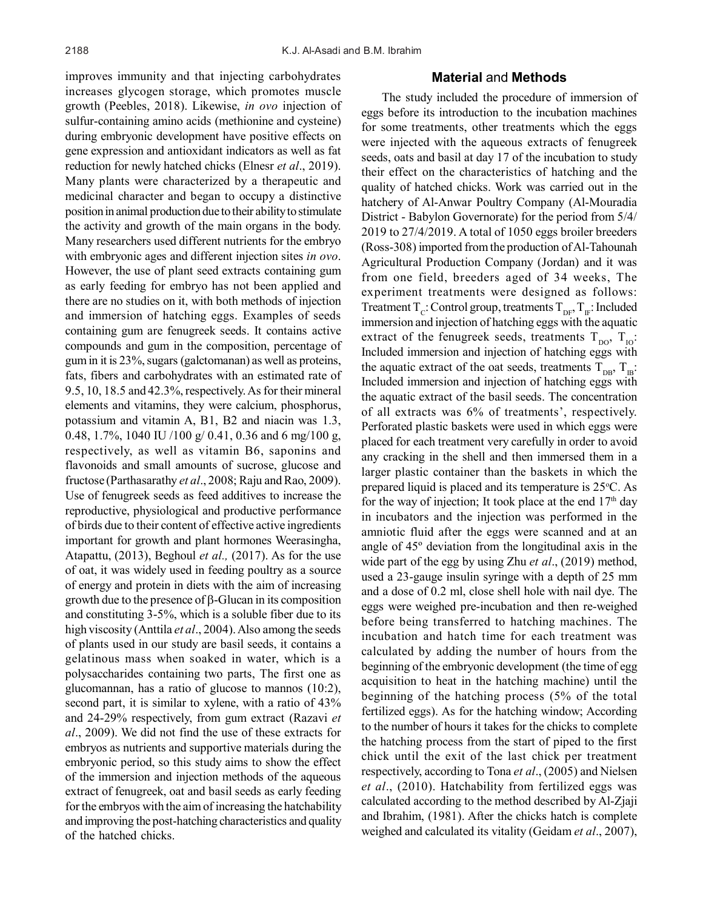improves immunity and that injecting carbohydrates increases glycogen storage, which promotes muscle growth (Peebles, 2018). Likewise, *in ovo* injection of sulfur-containing amino acids (methionine and cysteine) during embryonic development have positive effects on gene expression and antioxidant indicators as well as fat reduction for newly hatched chicks (Elnesr *et al*., 2019). Many plants were characterized by a therapeutic and medicinal character and began to occupy a distinctive position in animal production due to their ability to stimulate the activity and growth of the main organs in the body. Many researchers used different nutrients for the embryo with embryonic ages and different injection sites *in ovo*. However, the use of plant seed extracts containing gum as early feeding for embryo has not been applied and there are no studies on it, with both methods of injection and immersion of hatching eggs. Examples of seeds containing gum are fenugreek seeds. It contains active compounds and gum in the composition, percentage of gum in it is 23%, sugars (galctomanan) as well as proteins, fats, fibers and carbohydrates with an estimated rate of 9.5, 10, 18.5 and 42.3%, respectively. As for their mineral elements and vitamins, they were calcium, phosphorus, potassium and vitamin A, B1, B2 and niacin was 1.3, 0.48, 1.7%, 1040 IU /100 g/ 0.41, 0.36 and 6 mg/100 g, respectively, as well as vitamin B6, saponins and flavonoids and small amounts of sucrose, glucose and fructose (Parthasarathy *et al*., 2008; Raju and Rao, 2009). Use of fenugreek seeds as feed additives to increase the reproductive, physiological and productive performance of birds due to their content of effective active ingredients important for growth and plant hormones Weerasingha, Atapattu, (2013), Beghoul *et al.,* (2017). As for the use of oat, it was widely used in feeding poultry as a source of energy and protein in diets with the aim of increasing growth due to the presence of β-Glucan in its composition and constituting 3-5%, which is a soluble fiber due to its high viscosity (Anttila *et al*., 2004). Also among the seeds of plants used in our study are basil seeds, it contains a gelatinous mass when soaked in water, which is a polysaccharides containing two parts, The first one as glucomannan, has a ratio of glucose to mannos (10:2), second part, it is similar to xylene, with a ratio of 43% and 24-29% respectively, from gum extract (Razavi *et al*., 2009). We did not find the use of these extracts for embryos as nutrients and supportive materials during the embryonic period, so this study aims to show the effect of the immersion and injection methods of the aqueous extract of fenugreek, oat and basil seeds as early feeding for the embryos with the aim of increasing the hatchability and improving the post-hatching characteristics and quality of the hatched chicks.

## Material and Methods

The study included the procedure of immersion of eggs before its introduction to the incubation machines for some treatments, other treatments which the eggs were injected with the aqueous extracts of fenugreek seeds, oats and basil at day 17 of the incubation to study their effect on the characteristics of hatching and the quality of hatched chicks. Work was carried out in the hatchery of Al-Anwar Poultry Company (Al-Mouradia District - Babylon Governorate) for the period from 5/4/2019 to 27/4/2019. A total of 1050 eggs broiler breeders (Ross-308) imported from the production of Al-Tahounah Agricultural Production Company (Jordan) and it was from one field, breeders aged of 34 weeks, The experiment treatments were designed as follows: Treatment $T_C$: Control group, treatments $T_{DF}$, $T_{IF}$: Included immersion and injection of hatching eggs with the aquatic extract of the fenugreek seeds, treatments $T_{DO}$, $T_{IO}$: Included immersion and injection of hatching eggs with the aquatic extract of the oat seeds, treatments $T_{DB}$, $T_{IB}$: Included immersion and injection of hatching eggs with the aquatic extract of the basil seeds. The concentration of all extracts was 6% of treatments', respectively. Perforated plastic baskets were used in which eggs were placed for each treatment very carefully in order to avoid any cracking in the shell and then immersed them in a larger plastic container than the baskets in which the prepared liquid is placed and its temperature is 25°C. As for the way of injection; It took place at the end 17th day in incubators and the injection was performed in the amniotic fluid after the eggs were scanned and at an angle of 45° deviation from the longitudinal axis in the wide part of the egg by using Zhu *et al*., (2019) method, used a 23-gauge insulin syringe with a depth of 25 mm and a dose of 0.2 ml, close shell hole with nail dye. The eggs were weighed pre-incubation and then re-weighed before being transferred to hatching machines. The incubation and hatch time for each treatment was calculated by adding the number of hours from the beginning of the embryonic development (the time of egg acquisition to heat in the hatching machine) until the beginning of the hatching process (5% of the total fertilized eggs). As for the hatching window; According to the number of hours it takes for the chicks to complete the hatching process from the start of piped to the first chick until the exit of the last chick per treatment respectively, according to Tona *et al*., (2005) and Nielsen *et al*., (2010). Hatchability from fertilized eggs was calculated according to the method described by Al-Zjaji and Ibrahim, (1981). After the chicks hatch is complete weighed and calculated its vitality (Geidam *et al*., 2007),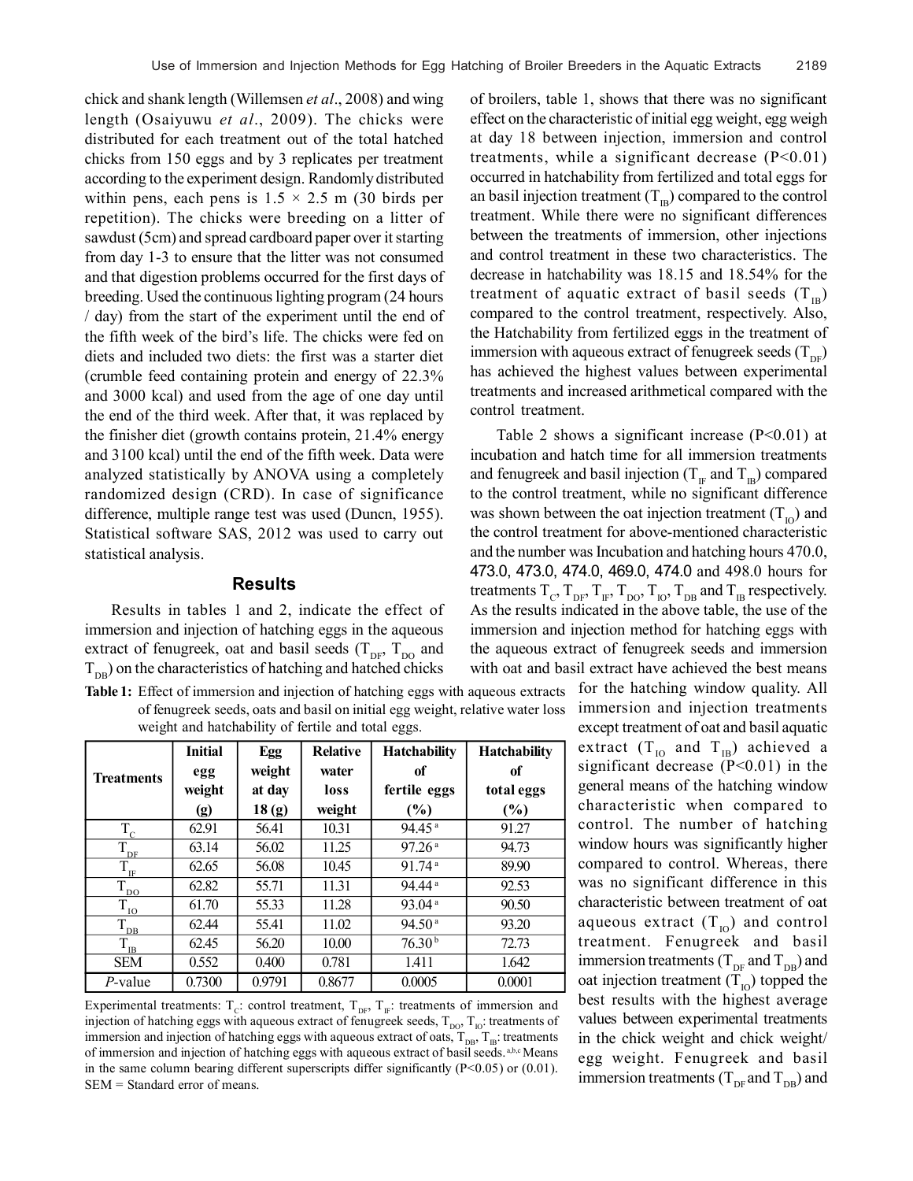chick and shank length (Willemsen *et al*., 2008) and wing length (Osaiyuwu *et al*., 2009). The chicks were distributed for each treatment out of the total hatched chicks from 150 eggs and by 3 replicates per treatment according to the experiment design. Randomly distributed within pens, each pens is 1.5 × 2.5 m (30 birds per repetition). The chicks were breeding on a litter of sawdust (5cm) and spread cardboard paper over it starting from day 1-3 to ensure that the litter was not consumed and that digestion problems occurred for the first days of breeding. Used the continuous lighting program (24 hours / day) from the start of the experiment until the end of the fifth week of the bird's life. The chicks were fed on diets and included two diets: the first was a starter diet (crumble feed containing protein and energy of 22.3% and 3000 kcal) and used from the age of one day until the end of the third week. After that, it was replaced by the finisher diet (growth contains protein, 21.4% energy and 3100 kcal) until the end of the fifth week. Data were analyzed statistically by ANOVA using a completely randomized design (CRD). In case of significance difference, multiple range test was used (Duncn, 1955). Statistical software SAS, 2012 was used to carry out statistical analysis.

## Results

Results in tables 1 and 2, indicate the effect of immersion and injection of hatching eggs in the aqueous extract of fenugreek, oat and basil seeds ($T_{DF}$, $T_{DO}$ and $T_{DB}$) on the characteristics of hatching and hatched chicks of broilers, table 1, shows that there was no significant effect on the characteristic of initial egg weight, egg weigh at day 18 between injection, immersion and control treatments, while a significant decrease ($P<0.01$) occurred in hatchability from fertilized and total eggs for an basil injection treatment ($T_{IB}$) compared to the control treatment. While there were no significant differences between the treatments of immersion, other injections and control treatment in these two characteristics. The decrease in hatchability was 18.15 and 18.54% for the treatment of aquatic extract of basil seeds ($T_{IB}$) compared to the control treatment, respectively. Also, the Hatchability from fertilized eggs in the treatment of immersion with aqueous extract of fenugreek seeds ($T_{DF}$) has achieved the highest values between experimental treatments and increased arithmetical compared with the control treatment.

**Table 1:** Effect of immersion and injection of hatching eggs with aqueous extracts of fenugreek seeds, oats and basil on initial egg weight, relative water loss weight and hatchability of fertile and total eggs.

| Treatments | Initial egg weight (g) | Egg weight at day 18 (g) | Relative water loss weight | Hatchability of fertile eggs (%) | Hatchability of total eggs (%) |
|---|---|---|---|---|---|
| $T_C$ | 62.91 | 56.41 | 10.31 | 94.45 [a] | 91.27 |
| $T_{DF}$ | 63.14 | 56.02 | 11.25 | 97.26 [a] | 94.73 |
| $T_{IF}$ | 62.65 | 56.08 | 10.45 | 91.74 [a] | 89.90 |
| $T_{DO}$ | 62.82 | 55.71 | 11.31 | 94.44 [a] | 92.53 |
| $T_{IO}$ | 61.70 | 55.33 | 11.28 | 93.04 [a] | 90.50 |
| $T_{DB}$ | 62.44 | 55.41 | 11.02 | 94.50 [a] | 93.20 |
| $T_{IB}$ | 62.45 | 56.20 | 10.00 | 76.30 [b] | 72.73 |
| SEM | 0.552 | 0.400 | 0.781 | 1.411 | 1.642 |
| *P*-value | 0.7300 | 0.9791 | 0.8677 | 0.0005 | 0.0001 |

Experimental treatments: $T_C$: control treatment, $T_{DF}$, $T_{IF}$: treatments of immersion and injection of hatching eggs with aqueous extract of fenugreek seeds, $T_{DO}$, $T_{IO}$: treatments of immersion and injection of hatching eggs with aqueous extract of oats, $T_{DB}$, $T_{IB}$: treatments of immersion and injection of hatching eggs with aqueous extract of basil seeds. [a,b,c] Means in the same column bearing different superscripts differ significantly ($P<0.05$) or (0.01). SEM = Standard error of means.

Table 2 shows a significant increase ($P<0.01$) at incubation and hatch time for all immersion treatments and fenugreek and basil injection ($T_{IF}$ and $T_{IB}$) compared to the control treatment, while no significant difference was shown between the oat injection treatment ($T_{IO}$) and the control treatment for above-mentioned characteristic and the number was Incubation and hatching hours 470.0, 473.0, 473.0, 474.0, 469.0, 474.0 and 498.0 hours for treatments $T_C$, $T_{DF}$, $T_{IF}$, $T_{DO}$, $T_{IO}$, $T_{DB}$ and $T_{IB}$ respectively. As the results indicated in the above table, the use of the immersion and injection method for hatching eggs with the aqueous extract of fenugreek seeds and immersion with oat and basil extract have achieved the best means for the hatching window quality. All immersion and injection treatments except treatment of oat and basil aquatic extract ($T_{IO}$ and $T_{IB}$) achieved a significant decrease ($P<0.01$) in the general means of the hatching window characteristic when compared to control. The number of hatching window hours was significantly higher compared to control. Whereas, there was no significant difference in this characteristic between treatment of oat aqueous extract ($T_{IO}$) and control treatment. Fenugreek and basil immersion treatments ($T_{DF}$ and $T_{DB}$) and oat injection treatment ($T_{IO}$) topped the best results with the highest average values between experimental treatments in the chick weight and chick weight/ egg weight. Fenugreek and basil immersion treatments ($T_{DF}$ and $T_{DB}$) and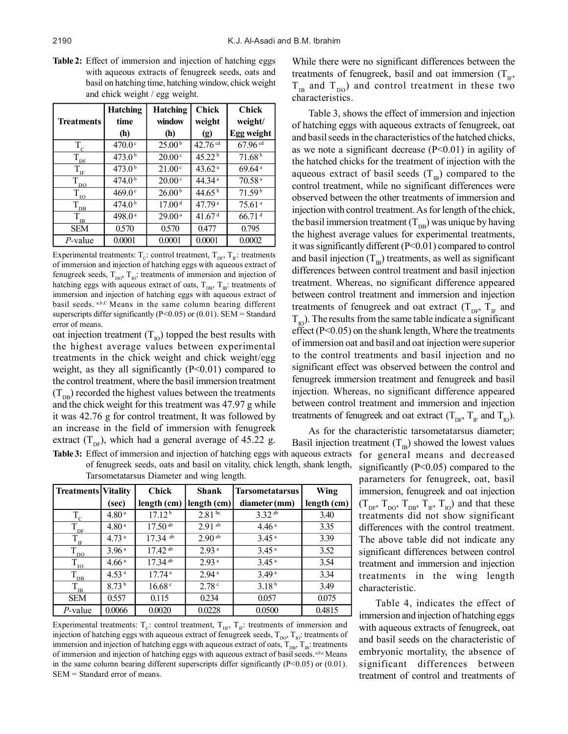**Table 2:** Effect of immersion and injection of hatching eggs with aqueous extracts of fenugreek seeds, oats and basil on hatching time, hatching window, chick weight and chick weight / egg weight.

| Treatments | Hatching time (h) | Hatching window (h) | Chick weight (g) | Chick weight/ Egg weight |
|---|---|---|---|---|
| $T_C$ | 470.0 [c] | 25.00 [b] | 42.76 [cd] | 67.96 [cd] |
| $T_{DF}$ | 473.0 [b] | 20.00 [c] | 45.22 [b] | 71.68 [b] |
| $T_{IF}$ | 473.0 [b] | 21.00 [c] | 43.62 [a] | 69.64 [a] |
| $T_{DO}$ | 474.0 [b] | 20.00 [c] | 44.34 [a] | 70.58 [a] |
| $T_{IO}$ | 469.0 [c] | 26.00 [b] | 44.65 [b] | 71.59 [b] |
| $T_{DB}$ | 474.0 [b] | 17.00 [d] | 47.79 [a] | 75.61 [a] |
| $T_{IB}$ | 498.0 [a] | 29.00 [a] | 41.67 [d] | 66.71 [d] |
| SEM | 0.570 | 0.570 | 0.477 | 0.795 |
| *P*-value | 0.0001 | 0.0001 | 0.0001 | 0.0002 |

Experimental treatments: $T_C$: control treatment, $T_{DF}$, $T_{IF}$: treatments of immersion and injection of hatching eggs with aqueous extract of fenugreek seeds, $T_{DO}$, $T_{IO}$: treatments of immersion and injection of hatching eggs with aqueous extract of oats, $T_{DB}$, $T_{IB}$: treatments of immersion and injection of hatching eggs with aqueous extract of basil seeds. [a,b,C] Means in the same column bearing different superscripts differ significantly (P<0.05) or (0.01). SEM = Standard error of means.

oat injection treatment ($T_{IO}$) topped the best results with the highest average values between experimental treatments in the chick weight and chick weight/egg weight, as they all significantly (P<0.01) compared to the control treatment, where the basil immersion treatment ($T_{DB}$) recorded the highest values between the treatments and the chick weight for this treatment was 47.97 g while it was 42.76 g for control treatment, It was followed by an increase in the field of immersion with fenugreek extract ($T_{DF}$), which had a general average of 45.22 g. While there were no significant differences between the treatments of fenugreek, basil and oat immersion ($T_{IF}$, $T_{IB}$ and $T_{DO}$) and control treatment in these two characteristics.

Table 3, shows the effect of immersion and injection of hatching eggs with aqueous extracts of fenugreek, oat and basil seeds in the characteristics of the hatched chicks, as we note a significant decrease (P<0.01) in agility of the hatched chicks for the treatment of injection with the aqueous extract of basil seeds ($T_{IB}$) compared to the control treatment, while no significant differences were observed between the other treatments of immersion and injection with control treatment. As for length of the chick, the basil immersion treatment ($T_{DB}$) was unique by having the highest average values for experimental treatments, it was significantly different (P<0.01) compared to control and basil injection ($T_{IB}$) treatments, as well as significant differences between control treatment and basil injection treatment. Whereas, no significant difference appeared between control treatment and immersion and injection treatments of fenugreek and oat extract ($T_{DF}$, $T_{IF}$ and $T_{IO}$). The results from the same table indicate a significant effect (P<0.05) on the shank length, Where the treatments of immersion oat and basil and oat injection were superior to the control treatments and basil injection and no significant effect was observed between the control and fenugreek immersion treatment and fenugreek and basil injection. Whereas, no significant difference appeared between control treatment and immersion and injection treatments of fenugreek and oat extract ($T_{DF}$, $T_{IF}$ and $T_{IO}$).

**Table 3:** Effect of immersion and injection of hatching eggs with aqueous extracts of fenugreek seeds, oats and basil on vitality, chick length, shank length, Tarsometatarsus Diameter and wing length.

| Treatments | Vitality (sec) | Chick length (cm) | Shank length (cm) | Tarsometatarsus diameter (mm) | Wing length (cm) |
|---|---|---|---|---|---|
| $T_C$ | 4.80 [a] | 17.12 [b] | 2.81 [bc] | 3.32 [ab] | 3.40 |
| $T_{DF}$ | 4.80 [a] | 17.50 [ab] | 2.91 [ab] | 4.46 [a] | 3.35 |
| $T_{IF}$ | 4.73 [a] | 17.34 [ab] | 2.90 [ab] | 3.45 [a] | 3.39 |
| $T_{DO}$ | 3.96 [a] | 17.42 [ab] | 2.93 [a] | 3.45 [a] | 3.52 |
| $T_{IO}$ | 4.66 [a] | 17.34 [ab] | 2.93 [a] | 3.45 [a] | 3.54 |
| $T_{DB}$ | 4.53 [a] | 17.74 [a] | 2.94 [a] | 3.49 [a] | 3.34 |
| $T_{IB}$ | 8.73 [b] | 16.68 [c] | 2.78 [c] | 3.18 [b] | 3.49 |
| SEM | 0.557 | 0.115 | 0.234 | 0.057 | 0.075 |
| *P*-value | 0.0066 | 0.0020 | 0.0228 | 0.0500 | 0.4815 |

Experimental treatments: $T_C$: control treatment, $T_{DF}$, $T_{IF}$: treatments of immersion and injection of hatching eggs with aqueous extract of fenugreek seeds, $T_{DO}$, $T_{IO}$: treatments of immersion and injection of hatching eggs with aqueous extract of oats, $T_{DB}$, $T_{IB}$: treatments of immersion and injection of hatching eggs with aqueous extract of basil seeds. [a,b,c] Means in the same column bearing different superscripts differ significantly (P<0.05) or (0.01). SEM = Standard error of means.

As for the characteristic tarsometatarsus diameter; Basil injection treatment ($T_{IB}$) showed the lowest values for general means and decreased significantly (P<0.05) compared to the parameters for fenugreek, oat, basil immersion, fenugreek and oat injection ($T_{DF}$, $T_{DO}$, $T_{DB}$, $T_{IF}$, $T_{IO}$) and that these treatments did not show significant differences with the control treatment. The above table did not indicate any significant differences between control treatment and immersion and injection treatments in the wing length characteristic.

Table 4, indicates the effect of immersion and injection of hatching eggs with aqueous extracts of fenugreek, oat and basil seeds on the characteristic of embryonic mortality, the absence of significant differences between treatment of control and treatments of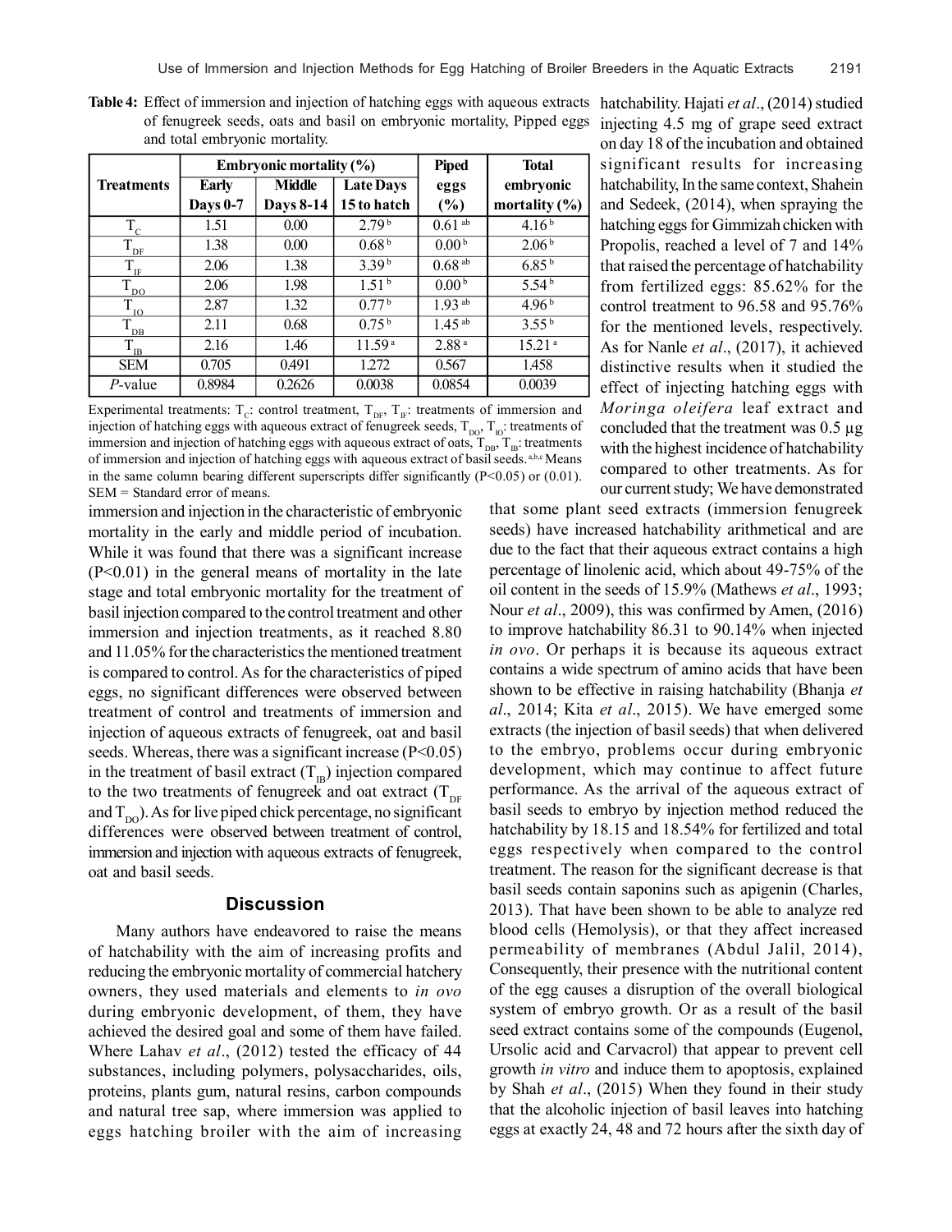**Table 4:** Effect of immersion and injection of hatching eggs with aqueous extracts of fenugreek seeds, oats and basil on embryonic mortality, Pipped eggs and total embryonic mortality.

| Treatments | Embryonic mortality (%) | | | Piped eggs (%) | Total embryonic mortality (%) |
|---|---|---|---|---|---|
| | Early Days 0-7 | Middle Days 8-14 | Late Days 15 to hatch | | |
| $T_C$ | 1.51 | 0.00 | 2.79 [b] | 0.61 [ab] | 4.16 [b] |
| $T_{DF}$ | 1.38 | 0.00 | 0.68 [b] | 0.00 [b] | 2.06 [b] |
| $T_{IF}$ | 2.06 | 1.38 | 3.39 [b] | 0.68 [ab] | 6.85 [b] |
| $T_{DO}$ | 2.06 | 1.98 | 1.51 [b] | 0.00 [b] | 5.54 [b] |
| $T_{IO}$ | 2.87 | 1.32 | 0.77 [b] | 1.93 [ab] | 4.96 [b] |
| $T_{DB}$ | 2.11 | 0.68 | 0.75 [b] | 1.45 [ab] | 3.55 [b] |
| $T_{IB}$ | 2.16 | 1.46 | 11.59 [a] | 2.88 [a] | 15.21 [a] |
| SEM | 0.705 | 0.491 | 1.272 | 0.567 | 1.458 |
| *P*-value | 0.8984 | 0.2626 | 0.0038 | 0.0854 | 0.0039 |

Experimental treatments: $T_C$: control treatment, $T_{DF}$, $T_{IF}$: treatments of immersion and injection of hatching eggs with aqueous extract of fenugreek seeds, $T_{DO}$, $T_{IO}$: treatments of immersion and injection of hatching eggs with aqueous extract of oats, $T_{DB}$, $T_{IB}$: treatments of immersion and injection of hatching eggs with aqueous extract of basil seeds. [a,b,c] Means in the same column bearing different superscripts differ significantly (P<0.05) or (0.01). SEM = Standard error of means.

immersion and injection in the characteristic of embryonic mortality in the early and middle period of incubation. While it was found that there was a significant increase (P<0.01) in the general means of mortality in the late stage and total embryonic mortality for the treatment of basil injection compared to the control treatment and other immersion and injection treatments, as it reached 8.80 and 11.05% for the characteristics the mentioned treatment is compared to control. As for the characteristics of piped eggs, no significant differences were observed between treatment of control and treatments of immersion and injection of aqueous extracts of fenugreek, oat and basil seeds. Whereas, there was a significant increase (P<0.05) in the treatment of basil extract ($T_{IB}$) injection compared to the two treatments of fenugreek and oat extract ($T_{DF}$ and $T_{DO}$). As for live piped chick percentage, no significant differences were observed between treatment of control, immersion and injection with aqueous extracts of fenugreek, oat and basil seeds.

## Discussion

Many authors have endeavored to raise the means of hatchability with the aim of increasing profits and reducing the embryonic mortality of commercial hatchery owners, they used materials and elements to *in ovo* during embryonic development, of them, they have achieved the desired goal and some of them have failed. Where Lahav *et al*., (2012) tested the efficacy of 44 substances, including polymers, polysaccharides, oils, proteins, plants gum, natural resins, carbon compounds and natural tree sap, where immersion was applied to eggs hatching broiler with the aim of increasing hatchability. Hajati *et al*., (2014) studied injecting 4.5 mg of grape seed extract on day 18 of the incubation and obtained significant results for increasing hatchability, In the same context, Shahein and Sedeek, (2014), when spraying the hatching eggs for Gimmizah chicken with Propolis, reached a level of 7 and 14% that raised the percentage of hatchability from fertilized eggs: 85.62% for the control treatment to 96.58 and 95.76% for the mentioned levels, respectively. As for Nanle *et al*., (2017), it achieved distinctive results when it studied the effect of injecting hatching eggs with *Moringa oleifera* leaf extract and concluded that the treatment was 0.5 µg with the highest incidence of hatchability compared to other treatments. As for our current study; We have demonstrated that some plant seed extracts (immersion fenugreek seeds) have increased hatchability arithmetical and are due to the fact that their aqueous extract contains a high percentage of linolenic acid, which about 49-75% of the oil content in the seeds of 15.9% (Mathews *et al*., 1993; Nour *et al*., 2009), this was confirmed by Amen, (2016) to improve hatchability 86.31 to 90.14% when injected *in ovo*. Or perhaps it is because its aqueous extract contains a wide spectrum of amino acids that have been shown to be effective in raising hatchability (Bhanja *et al*., 2014; Kita *et al*., 2015). We have emerged some extracts (the injection of basil seeds) that when delivered to the embryo, problems occur during embryonic development, which may continue to affect future performance. As the arrival of the aqueous extract of basil seeds to embryo by injection method reduced the hatchability by 18.15 and 18.54% for fertilized and total eggs respectively when compared to the control treatment. The reason for the significant decrease is that basil seeds contain saponins such as apigenin (Charles, 2013). That have been shown to be able to analyze red blood cells (Hemolysis), or that they affect increased permeability of membranes (Abdul Jalil, 2014), Consequently, their presence with the nutritional content of the egg causes a disruption of the overall biological system of embryo growth. Or as a result of the basil seed extract contains some of the compounds (Eugenol, Ursolic acid and Carvacrol) that appear to prevent cell growth *in vitro* and induce them to apoptosis, explained by Shah *et al*., (2015) When they found in their study that the alcoholic injection of basil leaves into hatching eggs at exactly 24, 48 and 72 hours after the sixth day of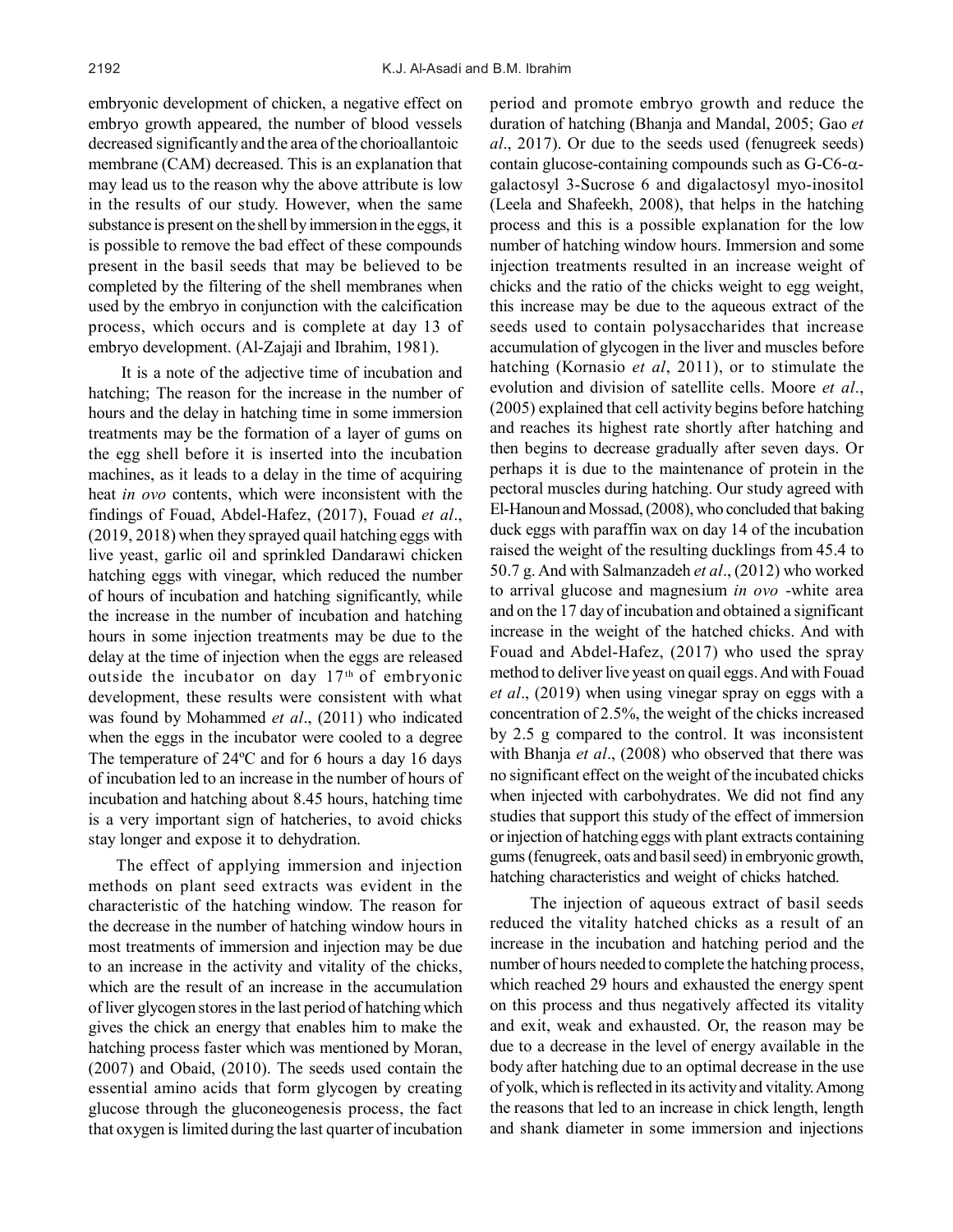embryonic development of chicken, a negative effect on embryo growth appeared, the number of blood vessels decreased significantly and the area of the chorioallantoic membrane (CAM) decreased. This is an explanation that may lead us to the reason why the above attribute is low in the results of our study. However, when the same substance is present on the shell by immersion in the eggs, it is possible to remove the bad effect of these compounds present in the basil seeds that may be believed to be completed by the filtering of the shell membranes when used by the embryo in conjunction with the calcification process, which occurs and is complete at day 13 of embryo development. (Al-Zajaji and Ibrahim, 1981).

It is a note of the adjective time of incubation and hatching; The reason for the increase in the number of hours and the delay in hatching time in some immersion treatments may be the formation of a layer of gums on the egg shell before it is inserted into the incubation machines, as it leads to a delay in the time of acquiring heat *in ovo* contents, which were inconsistent with the findings of Fouad, Abdel-Hafez, (2017), Fouad *et al*., (2019, 2018) when they sprayed quail hatching eggs with live yeast, garlic oil and sprinkled Dandarawi chicken hatching eggs with vinegar, which reduced the number of hours of incubation and hatching significantly, while the increase in the number of incubation and hatching hours in some injection treatments may be due to the delay at the time of injection when the eggs are released outside the incubator on day 17th of embryonic development, these results were consistent with what was found by Mohammed *et al*., (2011) who indicated when the eggs in the incubator were cooled to a degree The temperature of 24ºC and for 6 hours a day 16 days of incubation led to an increase in the number of hours of incubation and hatching about 8.45 hours, hatching time is a very important sign of hatcheries, to avoid chicks stay longer and expose it to dehydration.

The effect of applying immersion and injection methods on plant seed extracts was evident in the characteristic of the hatching window. The reason for the decrease in the number of hatching window hours in most treatments of immersion and injection may be due to an increase in the activity and vitality of the chicks, which are the result of an increase in the accumulation of liver glycogen stores in the last period of hatching which gives the chick an energy that enables him to make the hatching process faster which was mentioned by Moran, (2007) and Obaid, (2010). The seeds used contain the essential amino acids that form glycogen by creating glucose through the gluconeogenesis process, the fact that oxygen is limited during the last quarter of incubation period and promote embryo growth and reduce the duration of hatching (Bhanja and Mandal, 2005; Gao *et al*., 2017). Or due to the seeds used (fenugreek seeds) contain glucose-containing compounds such as G-C6-$\alpha$-galactosyl 3-Sucrose 6 and digalactosyl myo-inositol (Leela and Shafeekh, 2008), that helps in the hatching process and this is a possible explanation for the low number of hatching window hours. Immersion and some injection treatments resulted in an increase weight of chicks and the ratio of the chicks weight to egg weight, this increase may be due to the aqueous extract of the seeds used to contain polysaccharides that increase accumulation of glycogen in the liver and muscles before hatching (Kornasio *et al*, 2011), or to stimulate the evolution and division of satellite cells. Moore *et al*., (2005) explained that cell activity begins before hatching and reaches its highest rate shortly after hatching and then begins to decrease gradually after seven days. Or perhaps it is due to the maintenance of protein in the pectoral muscles during hatching. Our study agreed with El-Hanoun and Mossad, (2008), who concluded that baking duck eggs with paraffin wax on day 14 of the incubation raised the weight of the resulting ducklings from 45.4 to 50.7 g. And with Salmanzadeh *et al*., (2012) who worked to arrival glucose and magnesium *in ovo* -white area and on the 17 day of incubation and obtained a significant increase in the weight of the hatched chicks. And with Fouad and Abdel-Hafez, (2017) who used the spray method to deliver live yeast on quail eggs. And with Fouad *et al*., (2019) when using vinegar spray on eggs with a concentration of 2.5%, the weight of the chicks increased by 2.5 g compared to the control. It was inconsistent with Bhanja *et al*., (2008) who observed that there was no significant effect on the weight of the incubated chicks when injected with carbohydrates. We did not find any studies that support this study of the effect of immersion or injection of hatching eggs with plant extracts containing gums (fenugreek, oats and basil seed) in embryonic growth, hatching characteristics and weight of chicks hatched.

The injection of aqueous extract of basil seeds reduced the vitality hatched chicks as a result of an increase in the incubation and hatching period and the number of hours needed to complete the hatching process, which reached 29 hours and exhausted the energy spent on this process and thus negatively affected its vitality and exit, weak and exhausted. Or, the reason may be due to a decrease in the level of energy available in the body after hatching due to an optimal decrease in the use of yolk, which is reflected in its activity and vitality. Among the reasons that led to an increase in chick length, length and shank diameter in some immersion and injections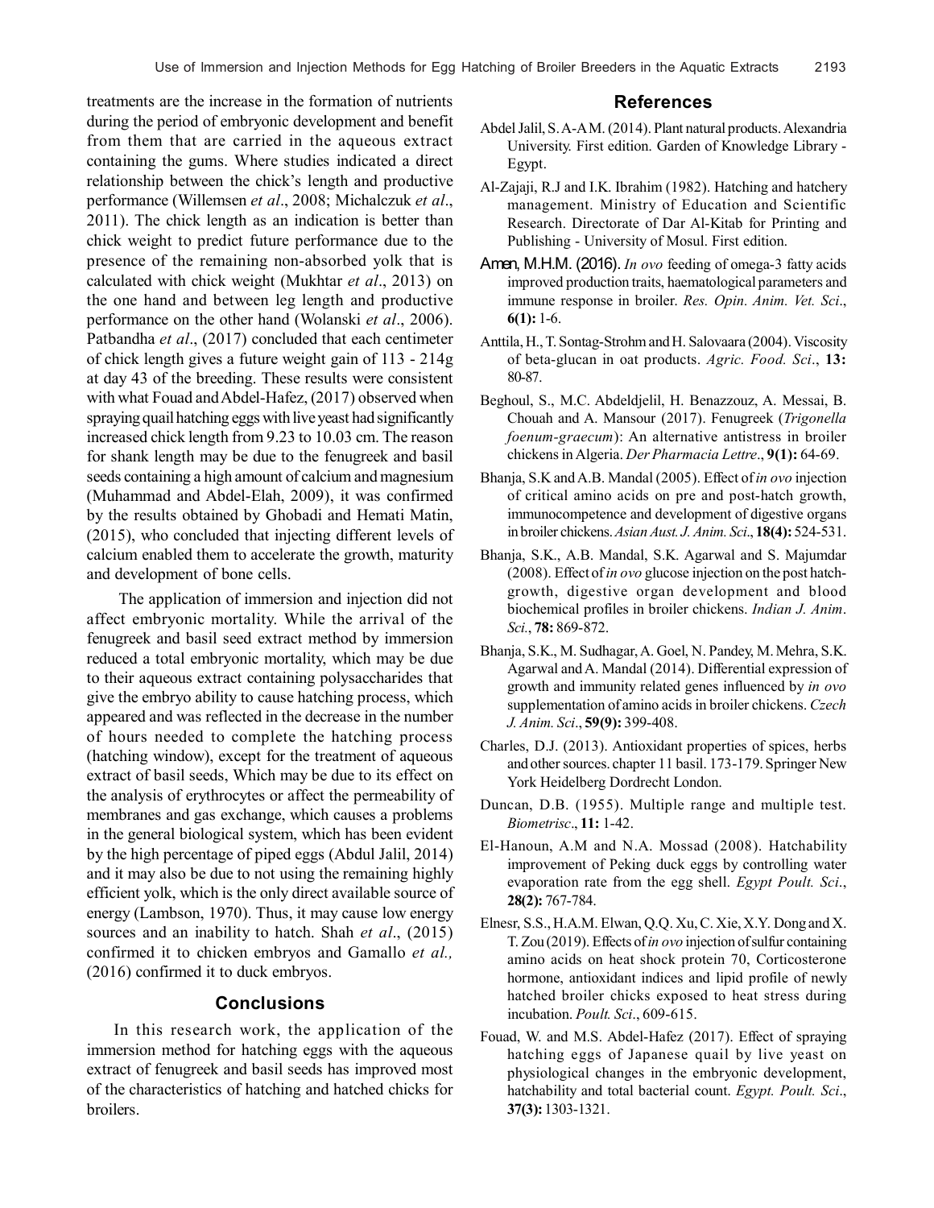treatments are the increase in the formation of nutrients during the period of embryonic development and benefit from them that are carried in the aqueous extract containing the gums. Where studies indicated a direct relationship between the chick's length and productive performance (Willemsen *et al*., 2008; Michalczuk *et al*., 2011). The chick length as an indication is better than chick weight to predict future performance due to the presence of the remaining non-absorbed yolk that is calculated with chick weight (Mukhtar *et al*., 2013) on the one hand and between leg length and productive performance on the other hand (Wolanski *et al*., 2006). Patbandha *et al*., (2017) concluded that each centimeter of chick length gives a future weight gain of 113 - 214g at day 43 of the breeding. These results were consistent with what Fouad and Abdel-Hafez, (2017) observed when spraying quail hatching eggs with live yeast had significantly increased chick length from 9.23 to 10.03 cm. The reason for shank length may be due to the fenugreek and basil seeds containing a high amount of calcium and magnesium (Muhammad and Abdel-Elah, 2009), it was confirmed by the results obtained by Ghobadi and Hemati Matin, (2015), who concluded that injecting different levels of calcium enabled them to accelerate the growth, maturity and development of bone cells.

The application of immersion and injection did not affect embryonic mortality. While the arrival of the fenugreek and basil seed extract method by immersion reduced a total embryonic mortality, which may be due to their aqueous extract containing polysaccharides that give the embryo ability to cause hatching process, which appeared and was reflected in the decrease in the number of hours needed to complete the hatching process (hatching window), except for the treatment of aqueous extract of basil seeds, Which may be due to its effect on the analysis of erythrocytes or affect the permeability of membranes and gas exchange, which causes a problems in the general biological system, which has been evident by the high percentage of piped eggs (Abdul Jalil, 2014) and it may also be due to not using the remaining highly efficient yolk, which is the only direct available source of energy (Lambson, 1970). Thus, it may cause low energy sources and an inability to hatch. Shah *et al*., (2015) confirmed it to chicken embryos and Gamallo *et al.,* (2016) confirmed it to duck embryos.

## Conclusions

In this research work, the application of the immersion method for hatching eggs with the aqueous extract of fenugreek and basil seeds has improved most of the characteristics of hatching and hatched chicks for broilers.

## References

Abdel Jalil, S. A-A M. (2014). Plant natural products. Alexandria University. First edition. Garden of Knowledge Library - Egypt.

Al-Zajaji, R.J and I.K. Ibrahim (1982). Hatching and hatchery management. Ministry of Education and Scientific Research. Directorate of Dar Al-Kitab for Printing and Publishing - University of Mosul. First edition.

Amen, M.H.M. (2016). *In ovo* feeding of omega-3 fatty acids improved production traits, haematological parameters and immune response in broiler. *Res. Opin. Anim. Vet. Sci*., **6(1):** 1-6.

Anttila, H., T. Sontag-Strohm and H. Salovaara (2004). Viscosity of beta-glucan in oat products. *Agric. Food. Sci*., **13:** 80-87.

Beghoul, S., M.C. Abdeldjelil, H. Benazzouz, A. Messai, B. Chouah and A. Mansour (2017). Fenugreek (*Trigonella foenum-graecum*): An alternative antistress in broiler chickens in Algeria. *Der Pharmacia Lettre*., **9(1):** 64-69.

Bhanja, S.K and A.B. Mandal (2005). Effect of *in ovo* injection of critical amino acids on pre and post-hatch growth, immunocompetence and development of digestive organs in broiler chickens. *Asian Aust. J. Anim. Sci*., **18(4):** 524-531.

Bhanja, S.K., A.B. Mandal, S.K. Agarwal and S. Majumdar (2008). Effect of *in ovo* glucose injection on the post hatch-growth, digestive organ development and blood biochemical profiles in broiler chickens. *Indian J. Anim. Sci.*, **78:** 869-872.

Bhanja, S.K., M. Sudhagar, A. Goel, N. Pandey, M. Mehra, S.K. Agarwal and A. Mandal (2014). Differential expression of growth and immunity related genes influenced by *in ovo* supplementation of amino acids in broiler chickens. *Czech J. Anim. Sci*., **59(9):** 399-408.

Charles, D.J. (2013). Antioxidant properties of spices, herbs and other sources. chapter 11 basil. 173-179. Springer New York Heidelberg Dordrecht London.

Duncan, D.B. (1955). Multiple range and multiple test. *Biometrisc*., **11:** 1-42.

El-Hanoun, A.M and N.A. Mossad (2008). Hatchability improvement of Peking duck eggs by controlling water evaporation rate from the egg shell. *Egypt Poult. Sci*., **28(2):** 767-784.

Elnesr, S.S., H.A.M. Elwan, Q.Q. Xu, C. Xie, X.Y. Dong and X. T. Zou (2019). Effects of *in ovo* injection of sulfur containing amino acids on heat shock protein 70, Corticosterone hormone, antioxidant indices and lipid profile of newly hatched broiler chicks exposed to heat stress during incubation. *Poult. Sci*., 609-615.

Fouad, W. and M.S. Abdel-Hafez (2017). Effect of spraying hatching eggs of Japanese quail by live yeast on physiological changes in the embryonic development, hatchability and total bacterial count. *Egypt. Poult. Sci*., **37(3):** 1303-1321.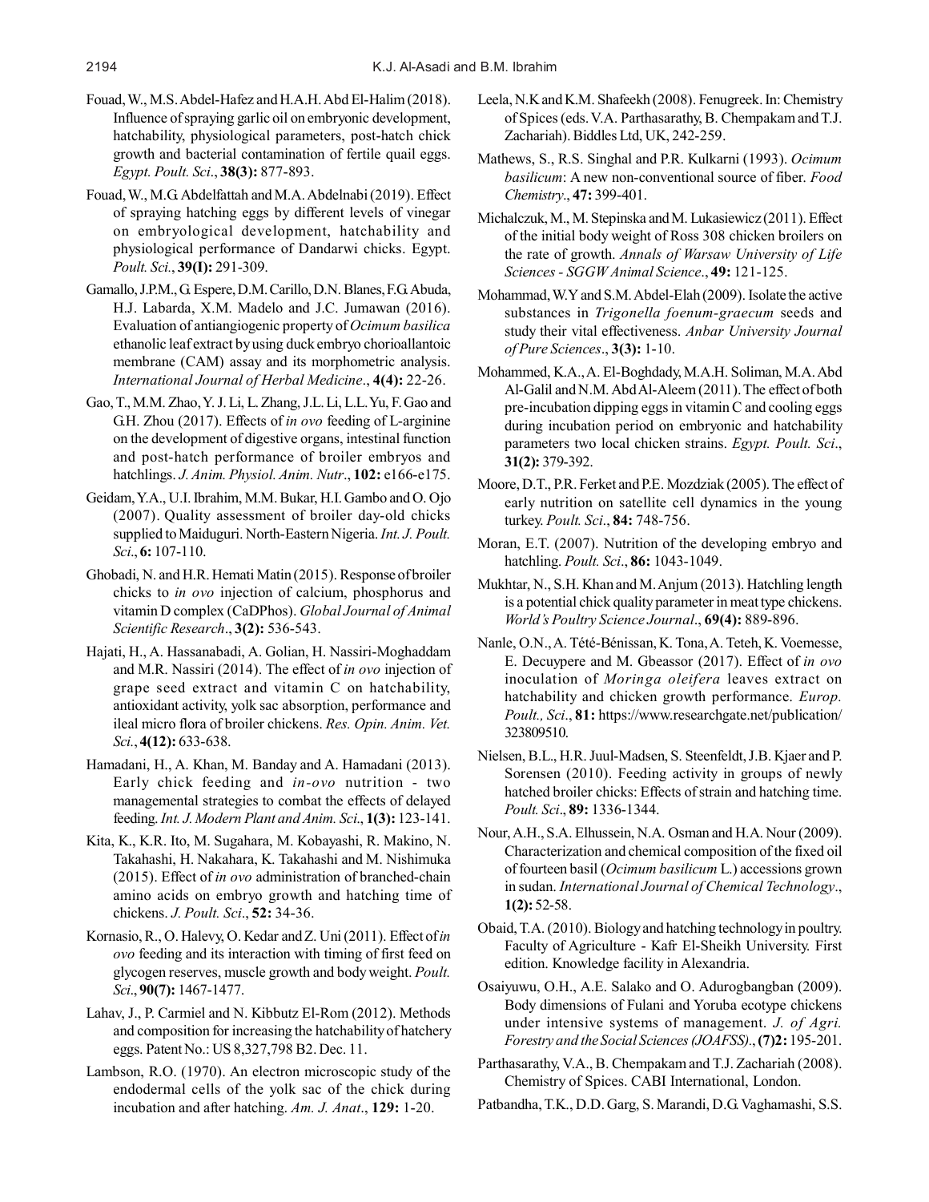Fouad, W., M.S. Abdel-Hafez and H.A.H. Abd El-Halim (2018). Influence of spraying garlic oil on embryonic development, hatchability, physiological parameters, post-hatch chick growth and bacterial contamination of fertile quail eggs. *Egypt. Poult. Sci*., **38(3):** 877-893.

Fouad, W., M.G. Abdelfattah and M.A. Abdelnabi (2019). Effect of spraying hatching eggs by different levels of vinegar on embryological development, hatchability and physiological performance of Dandarwi chicks. Egypt. *Poult. Sci.*, **39(I):** 291-309.

Gamallo, J.P.M., G. Espere, D.M. Carillo, D.N. Blanes, F.G. Abuda, H.J. Labarda, X.M. Madelo and J.C. Jumawan (2016). Evaluation of antiangiogenic property of *Ocimum basilica* ethanolic leaf extract by using duck embryo chorioallantoic membrane (CAM) assay and its morphometric analysis. *International Journal of Herbal Medicine*., **4(4):** 22-26.

Gao, T., M.M. Zhao, Y. J. Li, L. Zhang, J.L. Li, L.L. Yu, F. Gao and G.H. Zhou (2017). Effects of *in ovo* feeding of L-arginine on the development of digestive organs, intestinal function and post-hatch performance of broiler embryos and hatchlings. *J. Anim. Physiol. Anim. Nutr*., **102:** e166-e175.

Geidam, Y.A., U.I. Ibrahim, M.M. Bukar, H.I. Gambo and O. Ojo (2007). Quality assessment of broiler day-old chicks supplied to Maiduguri. North-Eastern Nigeria. *Int. J. Poult. Sci*., **6:** 107-110.

Ghobadi, N. and H.R. Hemati Matin (2015). Response of broiler chicks to *in ovo* injection of calcium, phosphorus and vitamin D complex (CaDPhos). *Global Journal of Animal Scientific Research*., **3(2):** 536-543.

Hajati, H., A. Hassanabadi, A. Golian, H. Nassiri-Moghaddam and M.R. Nassiri (2014). The effect of *in ovo* injection of grape seed extract and vitamin C on hatchability, antioxidant activity, yolk sac absorption, performance and ileal micro flora of broiler chickens. *Res. Opin. Anim. Vet. Sci.*, **4(12):** 633-638.

Hamadani, H., A. Khan, M. Banday and A. Hamadani (2013). Early chick feeding and *in-ovo* nutrition - two managemental strategies to combat the effects of delayed feeding. *Int. J. Modern Plant and Anim. Sci*., **1(3):** 123-141.

Kita, K., K.R. Ito, M. Sugahara, M. Kobayashi, R. Makino, N. Takahashi, H. Nakahara, K. Takahashi and M. Nishimuka (2015). Effect of *in ovo* administration of branched-chain amino acids on embryo growth and hatching time of chickens. *J. Poult. Sci*., **52:** 34-36.

Kornasio, R., O. Halevy, O. Kedar and Z. Uni (2011). Effect of *in ovo* feeding and its interaction with timing of first feed on glycogen reserves, muscle growth and body weight. *Poult. Sci*., **90(7):** 1467-1477.

Lahav, J., P. Carmiel and N. Kibbutz El-Rom (2012). Methods and composition for increasing the hatchability of hatchery eggs. Patent No.: US 8,327,798 B2. Dec. 11.

Lambson, R.O. (1970). An electron microscopic study of the endodermal cells of the yolk sac of the chick during incubation and after hatching. *Am. J. Anat*., **129:** 1-20.

Leela, N.K and K.M. Shafeekh (2008). Fenugreek. In: Chemistry of Spices (eds. V.A. Parthasarathy, B. Chempakam and T.J. Zachariah). Biddles Ltd, UK, 242-259.

Mathews, S., R.S. Singhal and P.R. Kulkarni (1993). *Ocimum basilicum*: A new non-conventional source of fiber. *Food Chemistry*., **47:** 399-401.

Michalczuk, M., M. Stepinska and M. Lukasiewicz (2011). Effect of the initial body weight of Ross 308 chicken broilers on the rate of growth. *Annals of Warsaw University of Life Sciences - SGGW Animal Science*., **49:** 121-125.

Mohammad, W.Y and S.M. Abdel-Elah (2009). Isolate the active substances in *Trigonella foenum-graecum* seeds and study their vital effectiveness. *Anbar University Journal of Pure Sciences*., **3(3):** 1-10.

Mohammed, K.A., A. El-Boghdady, M.A.H. Soliman, M.A. Abd Al-Galil and N.M. Abd Al-Aleem (2011). The effect of both pre-incubation dipping eggs in vitamin C and cooling eggs during incubation period on embryonic and hatchability parameters two local chicken strains. *Egypt. Poult. Sci*., **31(2):** 379-392.

Moore, D.T., P.R. Ferket and P.E. Mozdziak (2005). The effect of early nutrition on satellite cell dynamics in the young turkey. *Poult. Sci*., **84:** 748-756.

Moran, E.T. (2007). Nutrition of the developing embryo and hatchling. *Poult. Sci*., **86:** 1043-1049.

Mukhtar, N., S.H. Khan and M. Anjum (2013). Hatchling length is a potential chick quality parameter in meat type chickens. *World's Poultry Science Journal*., **69(4):** 889-896.

Nanle, O.N., A. Tété-Bénissan, K. Tona, A. Teteh, K. Voemesse, E. Decuypere and M. Gbeassor (2017). Effect of *in ovo* inoculation of *Moringa oleifera* leaves extract on hatchability and chicken growth performance. *Europ. Poult., Sci*., **81:** https://www.researchgate.net/publication/323809510.

Nielsen, B.L., H.R. Juul-Madsen, S. Steenfeldt, J.B. Kjaer and P. Sorensen (2010). Feeding activity in groups of newly hatched broiler chicks: Effects of strain and hatching time. *Poult. Sci*., **89:** 1336-1344.

Nour, A.H., S.A. Elhussein, N.A. Osman and H.A. Nour (2009). Characterization and chemical composition of the fixed oil of fourteen basil (*Ocimum basilicum* L.) accessions grown in sudan. *International Journal of Chemical Technology*., **1(2):** 52-58.

Obaid, T.A. (2010). Biology and hatching technology in poultry. Faculty of Agriculture - Kafr El-Sheikh University. First edition. Knowledge facility in Alexandria.

Osaiyuwu, O.H., A.E. Salako and O. Adurogbangban (2009). Body dimensions of Fulani and Yoruba ecotype chickens under intensive systems of management. *J. of Agri. Forestry and the Social Sciences (JOAFSS)*., **(7)2:** 195-201.

Parthasarathy, V.A., B. Chempakam and T.J. Zachariah (2008). Chemistry of Spices. CABI International, London.

Patbandha, T.K., D.D. Garg, S. Marandi, D.G. Vaghamashi, S.S.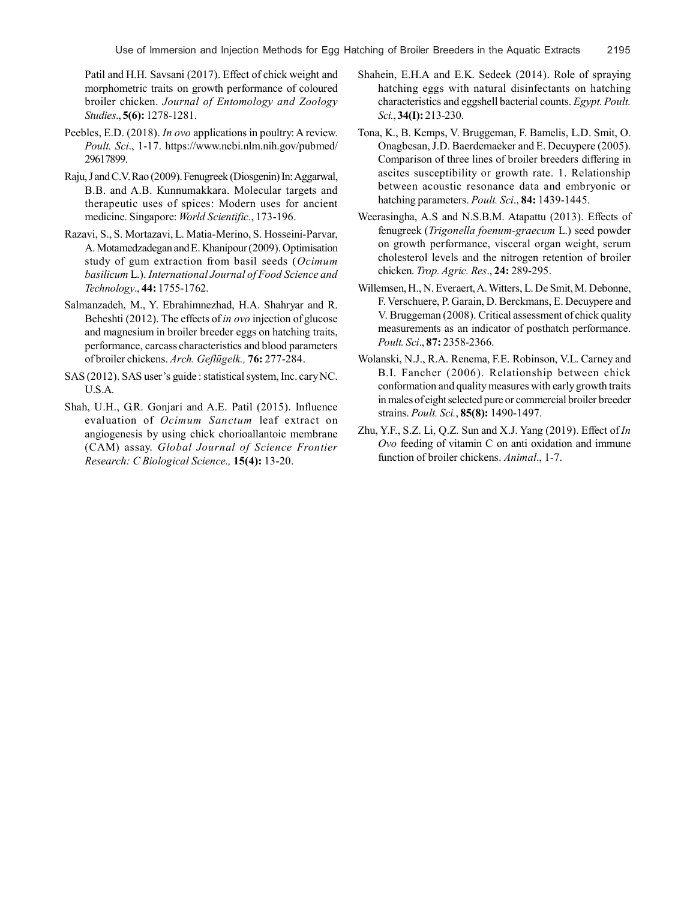Patil and H.H. Savsani (2017). Effect of chick weight and morphometric traits on growth performance of coloured broiler chicken. *Journal of Entomology and Zoology Studies*., **5(6):** 1278-1281.

Peebles, E.D. (2018). *In ovo* applications in poultry: A review. *Poult. Sci*., 1-17. https://www.ncbi.nlm.nih.gov/pubmed/29617899.

Raju, J and C.V. Rao (2009). Fenugreek (Diosgenin) In: Aggarwal, B.B. and A.B. Kunnumakkara. Molecular targets and therapeutic uses of spices: Modern uses for ancient medicine. Singapore: *World Scientific.*, 173-196.

Razavi, S., S. Mortazavi, L. Matia-Merino, S. Hosseini-Parvar, A. Motamedzadegan and E. Khanipour (2009). Optimisation study of gum extraction from basil seeds (*Ocimum basilicum* L.). *International Journal of Food Science and Technology*., **44:** 1755-1762.

Salmanzadeh, M., Y. Ebrahimnezhad, H.A. Shahryar and R. Beheshti (2012). The effects of *in ovo* injection of glucose and magnesium in broiler breeder eggs on hatching traits, performance, carcass characteristics and blood parameters of broiler chickens. *Arch. Geflügelk.,* **76:** 277-284.

SAS (2012). SAS user's guide : statistical system, Inc. cary NC. U.S.A.

Shah, U.H., G.R. Gonjari and A.E. Patil (2015). Influence evaluation of *Ocimum Sanctum* leaf extract on angiogenesis by using chick chorioallantoic membrane (CAM) assay. *Global Journal of Science Frontier Research: C Biological Science.,* **15(4):** 13-20.

Shahein, E.H.A and E.K. Sedeek (2014). Role of spraying hatching eggs with natural disinfectants on hatching characteristics and eggshell bacterial counts. *Egypt. Poult. Sci.*, **34(I):** 213-230.

Tona, K., B. Kemps, V. Bruggeman, F. Bamelis, L.D. Smit, O. Onagbesan, J.D. Baerdemaeker and E. Decuypere (2005). Comparison of three lines of broiler breeders differing in ascites susceptibility or growth rate. 1. Relationship between acoustic resonance data and embryonic or hatching parameters. *Poult. Sci*., **84:** 1439-1445.

Weerasingha, A.S and N.S.B.M. Atapattu (2013). Effects of fenugreek (*Trigonella foenum-graecum* L.) seed powder on growth performance, visceral organ weight, serum cholesterol levels and the nitrogen retention of broiler chicken. *Trop. Agric. Res*., **24:** 289-295.

Willemsen, H., N. Everaert, A. Witters, L. De Smit, M. Debonne, F. Verschuere, P. Garain, D. Berckmans, E. Decuypere and V. Bruggeman (2008). Critical assessment of chick quality measurements as an indicator of posthatch performance. *Poult. Sci*., **87:** 2358-2366.

Wolanski, N.J., R.A. Renema, F.E. Robinson, V.L. Carney and B.I. Fancher (2006). Relationship between chick conformation and quality measures with early growth traits in males of eight selected pure or commercial broiler breeder strains. *Poult. Sci.*, **85(8):** 1490-1497.

Zhu, Y.F., S.Z. Li, Q.Z. Sun and X.J. Yang (2019). Effect of *In Ovo* feeding of vitamin C on anti oxidation and immune function of broiler chickens. *Animal*., 1-7.